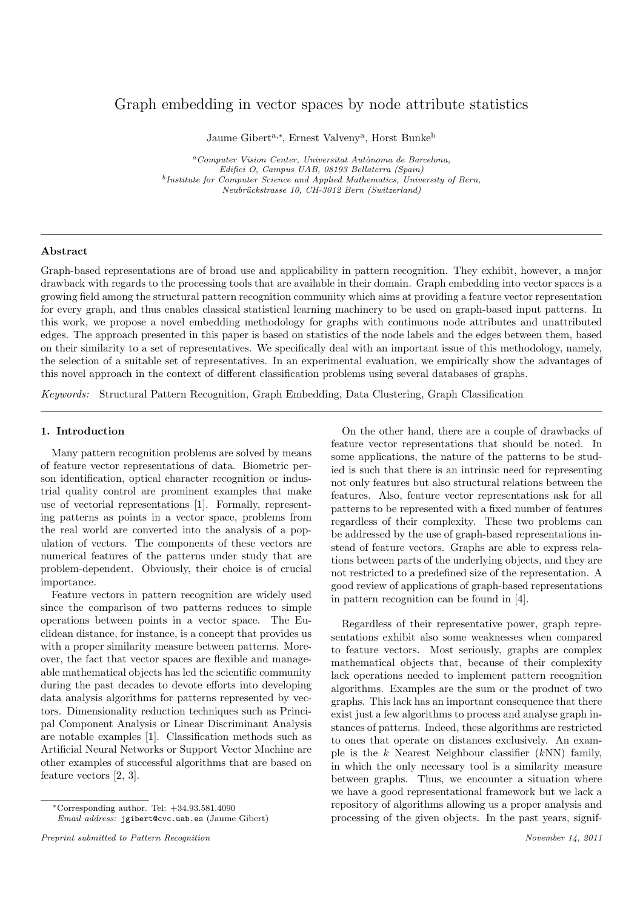# Graph embedding in vector spaces by node attribute statistics

Jaume Gibert[a,*], Ernest Valveny[a], Horst Bunke[b]

[a] *Computer Vision Center, Universitat Autònoma de Barcelona, Edifici O, Campus UAB, 08193 Bellaterra (Spain)*

[b] *Institute for Computer Science and Applied Mathematics, University of Bern, Neubrückstrasse 10, CH-3012 Bern (Switzerland)*

---

## Abstract

Graph-based representations are of broad use and applicability in pattern recognition. They exhibit, however, a major drawback with regards to the processing tools that are available in their domain. Graph embedding into vector spaces is a growing field among the structural pattern recognition community which aims at providing a feature vector representation for every graph, and thus enables classical statistical learning machinery to be used on graph-based input patterns. In this work, we propose a novel embedding methodology for graphs with continuous node attributes and unattributed edges. The approach presented in this paper is based on statistics of the node labels and the edges between them, based on their similarity to a set of representatives. We specifically deal with an important issue of this methodology, namely, the selection of a suitable set of representatives. In an experimental evaluation, we empirically show the advantages of this novel approach in the context of different classification problems using several databases of graphs.

*Keywords:* Structural Pattern Recognition, Graph Embedding, Data Clustering, Graph Classification

---

## 1. Introduction

Many pattern recognition problems are solved by means of feature vector representations of data. Biometric person identification, optical character recognition or industrial quality control are prominent examples that make use of vectorial representations [1]. Formally, representing patterns as points in a vector space, problems from the real world are converted into the analysis of a population of vectors. The components of these vectors are numerical features of the patterns under study that are problem-dependent. Obviously, their choice is of crucial importance.

Feature vectors in pattern recognition are widely used since the comparison of two patterns reduces to simple operations between points in a vector space. The Euclidean distance, for instance, is a concept that provides us with a proper similarity measure between patterns. Moreover, the fact that vector spaces are flexible and manageable mathematical objects has led the scientific community during the past decades to devote efforts into developing data analysis algorithms for patterns represented by vectors. Dimensionality reduction techniques such as Principal Component Analysis or Linear Discriminant Analysis are notable examples [1]. Classification methods such as Artificial Neural Networks or Support Vector Machine are other examples of successful algorithms that are based on feature vectors [2, 3].

On the other hand, there are a couple of drawbacks of feature vector representations that should be noted. In some applications, the nature of the patterns to be studied is such that there is an intrinsic need for representing not only features but also structural relations between the features. Also, feature vector representations ask for all patterns to be represented with a fixed number of features regardless of their complexity. These two problems can be addressed by the use of graph-based representations instead of feature vectors. Graphs are able to express relations between parts of the underlying objects, and they are not restricted to a predefined size of the representation. A good review of applications of graph-based representations in pattern recognition can be found in [4].

Regardless of their representative power, graph representations exhibit also some weaknesses when compared to feature vectors. Most seriously, graphs are complex mathematical objects that, because of their complexity lack operations needed to implement pattern recognition algorithms. Examples are the sum or the product of two graphs. This lack has an important consequence that there exist just a few algorithms to process and analyse graph instances of patterns. Indeed, these algorithms are restricted to ones that operate on distances exclusively. An example is the $k$ Nearest Neighbour classifier ($k$NN) family, in which the only necessary tool is a similarity measure between graphs. Thus, we encounter a situation where we have a good representational framework but we lack a repository of algorithms allowing us a proper analysis and processing of the given objects. In the past years, signif-

*Corresponding author. Tel: +34.93.581.4090
*Email address:* jgibert@cvc.uab.es (Jaume Gibert)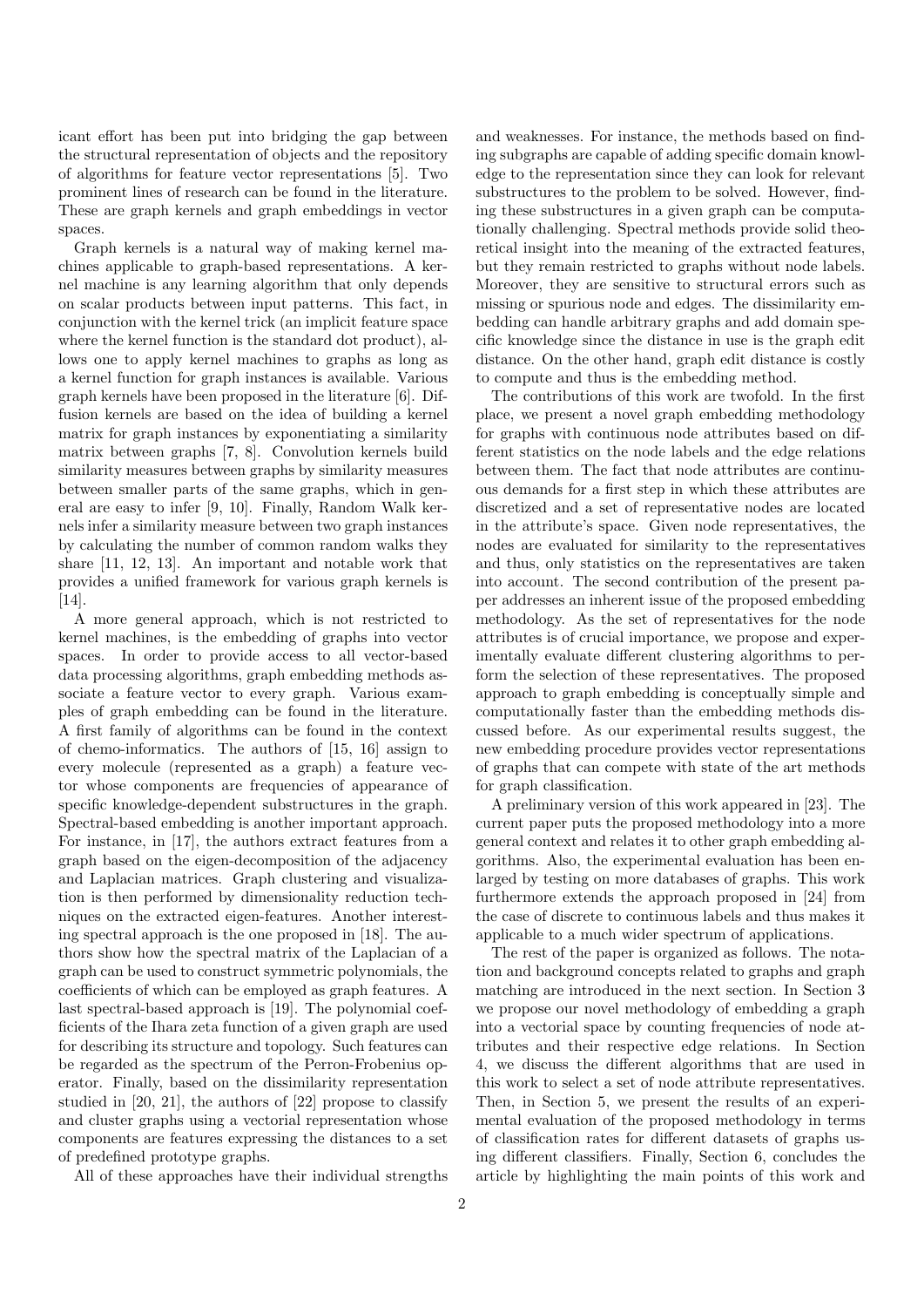icant effort has been put into bridging the gap between the structural representation of objects and the repository of algorithms for feature vector representations [5]. Two prominent lines of research can be found in the literature. These are graph kernels and graph embeddings in vector spaces.

Graph kernels is a natural way of making kernel machines applicable to graph-based representations. A kernel machine is any learning algorithm that only depends on scalar products between input patterns. This fact, in conjunction with the kernel trick (an implicit feature space where the kernel function is the standard dot product), allows one to apply kernel machines to graphs as long as a kernel function for graph instances is available. Various graph kernels have been proposed in the literature [6]. Diffusion kernels are based on the idea of building a kernel matrix for graph instances by exponentiating a similarity matrix between graphs [7, 8]. Convolution kernels build similarity measures between graphs by similarity measures between smaller parts of the same graphs, which in general are easy to infer [9, 10]. Finally, Random Walk kernels infer a similarity measure between two graph instances by calculating the number of common random walks they share [11, 12, 13]. An important and notable work that provides a unified framework for various graph kernels is [14].

A more general approach, which is not restricted to kernel machines, is the embedding of graphs into vector spaces. In order to provide access to all vector-based data processing algorithms, graph embedding methods associate a feature vector to every graph. Various examples of graph embedding can be found in the literature. A first family of algorithms can be found in the context of chemo-informatics. The authors of [15, 16] assign to every molecule (represented as a graph) a feature vector whose components are frequencies of appearance of specific knowledge-dependent substructures in the graph. Spectral-based embedding is another important approach. For instance, in [17], the authors extract features from a graph based on the eigen-decomposition of the adjacency and Laplacian matrices. Graph clustering and visualization is then performed by dimensionality reduction techniques on the extracted eigen-features. Another interesting spectral approach is the one proposed in [18]. The authors show how the spectral matrix of the Laplacian of a graph can be used to construct symmetric polynomials, the coefficients of which can be employed as graph features. A last spectral-based approach is [19]. The polynomial coefficients of the Ihara zeta function of a given graph are used for describing its structure and topology. Such features can be regarded as the spectrum of the Perron-Frobenius operator. Finally, based on the dissimilarity representation studied in [20, 21], the authors of [22] propose to classify and cluster graphs using a vectorial representation whose components are features expressing the distances to a set of predefined prototype graphs.

All of these approaches have their individual strengths and weaknesses. For instance, the methods based on finding subgraphs are capable of adding specific domain knowledge to the representation since they can look for relevant substructures to the problem to be solved. However, finding these substructures in a given graph can be computationally challenging. Spectral methods provide solid theoretical insight into the meaning of the extracted features, but they remain restricted to graphs without node labels. Moreover, they are sensitive to structural errors such as missing or spurious node and edges. The dissimilarity embedding can handle arbitrary graphs and add domain specific knowledge since the distance in use is the graph edit distance. On the other hand, graph edit distance is costly to compute and thus is the embedding method.

The contributions of this work are twofold. In the first place, we present a novel graph embedding methodology for graphs with continuous node attributes based on different statistics on the node labels and the edge relations between them. The fact that node attributes are continuous demands for a first step in which these attributes are discretized and a set of representative nodes are located in the attribute's space. Given node representatives, the nodes are evaluated for similarity to the representatives and thus, only statistics on the representatives are taken into account. The second contribution of the present paper addresses an inherent issue of the proposed embedding methodology. As the set of representatives for the node attributes is of crucial importance, we propose and experimentally evaluate different clustering algorithms to perform the selection of these representatives. The proposed approach to graph embedding is conceptually simple and computationally faster than the embedding methods discussed before. As our experimental results suggest, the new embedding procedure provides vector representations of graphs that can compete with state of the art methods for graph classification.

A preliminary version of this work appeared in [23]. The current paper puts the proposed methodology into a more general context and relates it to other graph embedding algorithms. Also, the experimental evaluation has been enlarged by testing on more databases of graphs. This work furthermore extends the approach proposed in [24] from the case of discrete to continuous labels and thus makes it applicable to a much wider spectrum of applications.

The rest of the paper is organized as follows. The notation and background concepts related to graphs and graph matching are introduced in the next section. In Section 3 we propose our novel methodology of embedding a graph into a vectorial space by counting frequencies of node attributes and their respective edge relations. In Section 4, we discuss the different algorithms that are used in this work to select a set of node attribute representatives. Then, in Section 5, we present the results of an experimental evaluation of the proposed methodology in terms of classification rates for different datasets of graphs using different classifiers. Finally, Section 6, concludes the article by highlighting the main points of this work and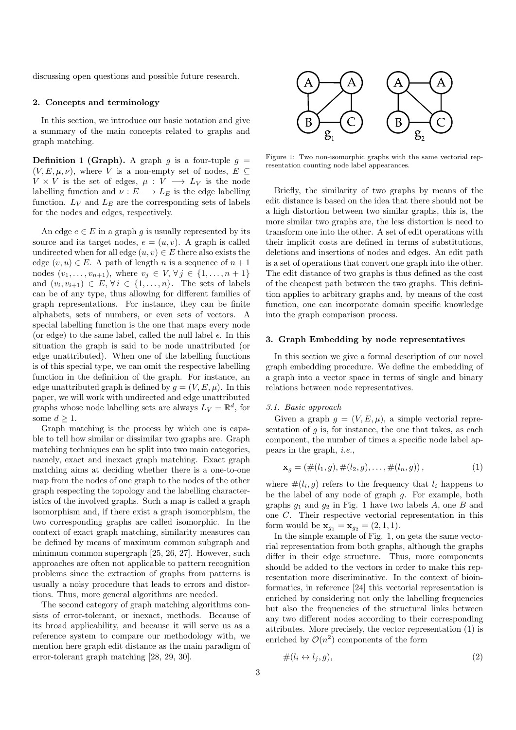discussing open questions and possible future research.

## 2. Concepts and terminology

In this section, we introduce our basic notation and give a summary of the main concepts related to graphs and graph matching.

**Definition 1 (Graph).** A graph $g$ is a four-tuple $g = (V, E, \mu, \nu)$, where $V$ is a non-empty set of nodes, $E \subseteq V \times V$ is the set of edges, $\mu : V \longrightarrow L_V$ is the node labelling function and $\nu : E \longrightarrow L_E$ is the edge labelling function. $L_V$ and $L_E$ are the corresponding sets of labels for the nodes and edges, respectively.

An edge $e \in E$ in a graph $g$ is usually represented by its source and its target nodes, $e = (u, v)$. A graph is called undirected when for all edge $(u, v) \in E$ there also exists the edge $(v, u) \in E$. A path of length $n$ is a sequence of $n+1$ nodes $(v_1, \ldots, v_{n+1})$, where $v_j \in V, \forall j \in \{1, \ldots, n+1\}$ and $(v_i, v_{i+1}) \in E, \forall i \in \{1, \ldots, n\}$. The sets of labels can be of any type, thus allowing for different families of graph representations. For instance, they can be finite alphabets, sets of numbers, or even sets of vectors. A special labelling function is the one that maps every node (or edge) to the same label, called the null label $\epsilon$. In this situation the graph is said to be node unattributed (or edge unattributed). When one of the labelling functions is of this special type, we can omit the respective labelling function in the definition of the graph. For instance, an edge unattributed graph is defined by $g = (V, E, \mu)$. In this paper, we will work with undirected and edge unattributed graphs whose node labelling sets are always $L_V = \mathbb{R}^d$, for some $d \geq 1$.

Graph matching is the process by which one is capable to tell how similar or dissimilar two graphs are. Graph matching techniques can be split into two main categories, namely, exact and inexact graph matching. Exact graph matching aims at deciding whether there is a one-to-one map from the nodes of one graph to the nodes of the other graph respecting the topology and the labelling characteristics of the involved graphs. Such a map is called a graph isomorphism and, if there exist a graph isomorphism, the two corresponding graphs are called isomorphic. In the context of exact graph matching, similarity measures can be defined by means of maximum common subgraph and minimum common supergraph [25, 26, 27]. However, such approaches are often not applicable to pattern recognition problems since the extraction of graphs from patterns is usually a noisy procedure that leads to errors and distortions. Thus, more general algorithms are needed.

The second category of graph matching algorithms consists of error-tolerant, or inexact, methods. Because of its broad applicability, and because it will serve us as a reference system to compare our methodology with, we mention here graph edit distance as the main paradigm of error-tolerant graph matching [28, 29, 30].

Figure 1: Two non-isomorphic graphs with the same vectorial representation counting node label appearances.

Briefly, the similarity of two graphs by means of the edit distance is based on the idea that there should not be a high distortion between two similar graphs, this is, the more similar two graphs are, the less distortion is need to transform one into the other. A set of edit operations with their implicit costs are defined in terms of substitutions, deletions and insertions of nodes and edges. An edit path is a set of operations that convert one graph into the other. The edit distance of two graphs is thus defined as the cost of the cheapest path between the two graphs. This definition applies to arbitrary graphs and, by means of the cost function, one can incorporate domain specific knowledge into the graph comparison process.

## 3. Graph Embedding by node representatives

In this section we give a formal description of our novel graph embedding procedure. We define the embedding of a graph into a vector space in terms of single and binary relations between node representatives.

### 3.1. Basic approach

Given a graph $g = (V, E, \mu)$, a simple vectorial representation of $g$ is, for instance, the one that takes, as each component, the number of times a specific node label appears in the graph, *i.e.*,

$$\mathbf{x}_g = (\#(l_1, g), \#(l_2, g), \ldots, \#(l_n, g)), \tag{1}$$

where $\#(l_i, g)$ refers to the frequency that $l_i$ happens to be the label of any node of graph $g$. For example, both graphs $g_1$ and $g_2$ in Fig. 1 have two labels $A$, one $B$ and one $C$. Their respective vectorial representation in this form would be $\mathbf{x}_{g_1} = \mathbf{x}_{g_2} = (2, 1, 1)$.

In the simple example of Fig. 1, on gets the same vectorial representation from both graphs, although the graphs differ in their edge structure. Thus, more components should be added to the vectors in order to make this representation more discriminative. In the context of bioinformatics, in reference [24] this vectorial representation is enriched by considering not only the labelling frequencies but also the frequencies of the structural links between any two different nodes according to their corresponding attributes. More precisely, the vector representation (1) is enriched by $\mathcal{O}(n^2)$ components of the form

$$\#(l_i \leftrightarrow l_j, g), \tag{2}$$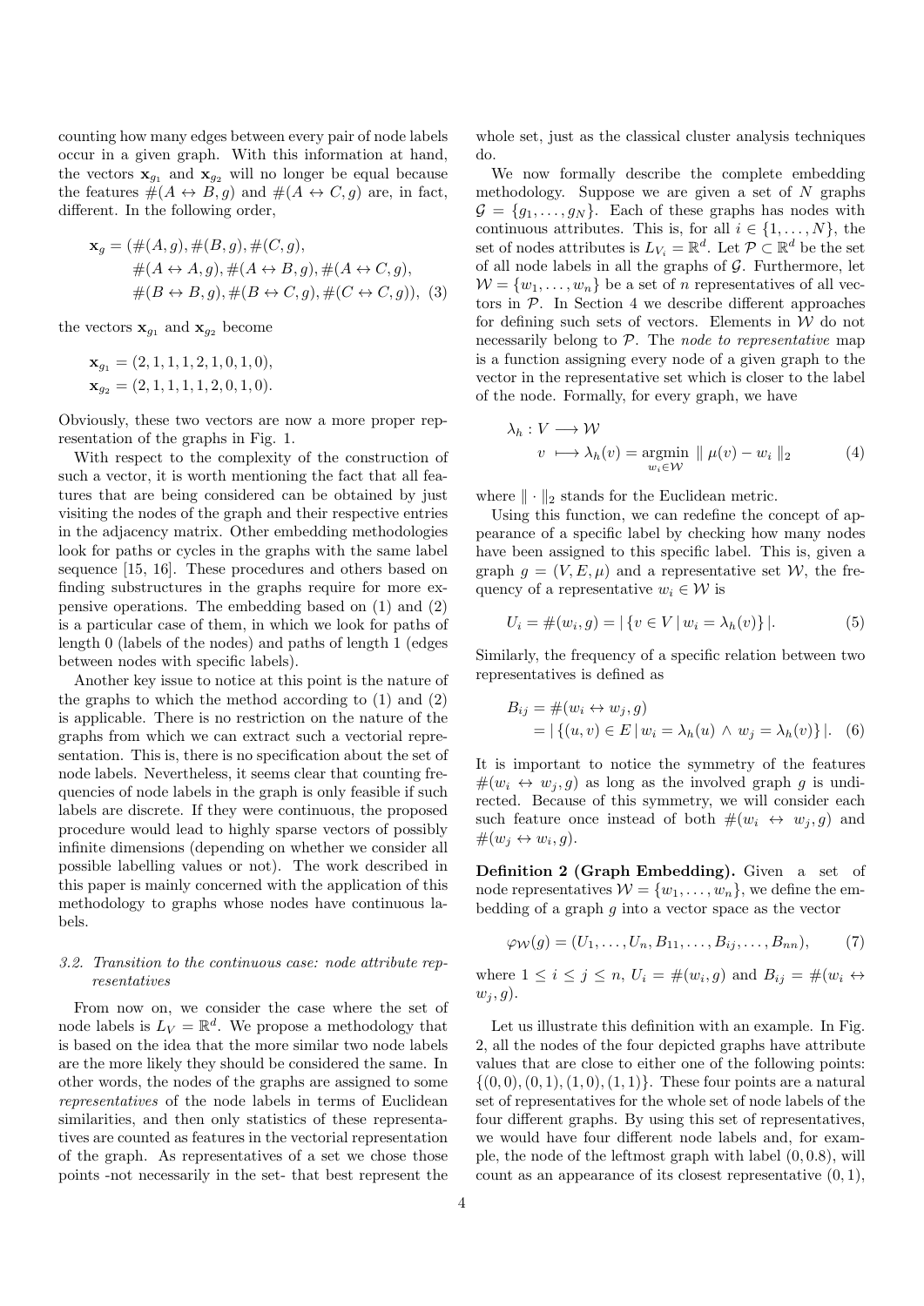counting how many edges between every pair of node labels occur in a given graph. With this information at hand, the vectors $\mathbf{x}_{g_1}$ and $\mathbf{x}_{g_2}$ will no longer be equal because the features $\#(A \leftrightarrow B, g)$ and $\#(A \leftrightarrow C, g)$ are, in fact, different. In the following order,

$$\begin{aligned}\mathbf{x}_g = (&\#(A,g), \#(B,g), \#(C,g),\\ &\#(A \leftrightarrow A, g), \#(A \leftrightarrow B, g), \#(A \leftrightarrow C, g),\\ &\#(B \leftrightarrow B, g), \#(B \leftrightarrow C, g), \#(C \leftrightarrow C, g)),\end{aligned} \quad (3)$$

the vectors $\mathbf{x}_{g_1}$ and $\mathbf{x}_{g_2}$ become

$$\mathbf{x}_{g_1} = (2, 1, 1, 1, 2, 1, 0, 1, 0),$$
$$\mathbf{x}_{g_2} = (2, 1, 1, 1, 1, 2, 0, 1, 0).$$

Obviously, these two vectors are now a more proper representation of the graphs in Fig. 1.

With respect to the complexity of the construction of such a vector, it is worth mentioning the fact that all features that are being considered can be obtained by just visiting the nodes of the graph and their respective entries in the adjacency matrix. Other embedding methodologies look for paths or cycles in the graphs with the same label sequence [15, 16]. These procedures and others based on finding substructures in the graphs require for more expensive operations. The embedding based on (1) and (2) is a particular case of them, in which we look for paths of length 0 (labels of the nodes) and paths of length 1 (edges between nodes with specific labels).

Another key issue to notice at this point is the nature of the graphs to which the method according to (1) and (2) is applicable. There is no restriction on the nature of the graphs from which we can extract such a vectorial representation. This is, there is no specification about the set of node labels. Nevertheless, it seems clear that counting frequencies of node labels in the graph is only feasible if such labels are discrete. If they were continuous, the proposed procedure would lead to highly sparse vectors of possibly infinite dimensions (depending on whether we consider all possible labelling values or not). The work described in this paper is mainly concerned with the application of this methodology to graphs whose nodes have continuous labels.

### 3.2. Transition to the continuous case: node attribute representatives

From now on, we consider the case where the set of node labels is $L_V = \mathbb{R}^d$. We propose a methodology that is based on the idea that the more similar two node labels are the more likely they should be considered the same. In other words, the nodes of the graphs are assigned to some *representatives* of the node labels in terms of Euclidean similarities, and then only statistics of these representatives are counted as features in the vectorial representation of the graph. As representatives of a set we chose those points -not necessarily in the set- that best represent the whole set, just as the classical cluster analysis techniques do.

We now formally describe the complete embedding methodology. Suppose we are given a set of $N$ graphs $\mathcal{G} = \{g_1, \ldots, g_N\}$. Each of these graphs has nodes with continuous attributes. This is, for all $i \in \{1, \ldots, N\}$, the set of nodes attributes is $L_{V_i} = \mathbb{R}^d$. Let $\mathcal{P} \subset \mathbb{R}^d$ be the set of all node labels in all the graphs of $\mathcal{G}$. Furthermore, let $\mathcal{W} = \{w_1, \ldots, w_n\}$ be a set of $n$ representatives of all vectors in $\mathcal{P}$. In Section 4 we describe different approaches for defining such sets of vectors. Elements in $\mathcal{W}$ do not necessarily belong to $\mathcal{P}$. The *node to representative* map is a function assigning every node of a given graph to the vector in the representative set which is closer to the label of the node. Formally, for every graph, we have

$$\begin{aligned}\lambda_h : V &\longrightarrow \mathcal{W}\\ v &\longmapsto \lambda_h(v) = \underset{w_i \in \mathcal{W}}{\operatorname{argmin}} \parallel \mu(v) - w_i \parallel_2\end{aligned} \quad (4)$$

where $\| \cdot \|_2$ stands for the Euclidean metric.

Using this function, we can redefine the concept of appearance of a specific label by checking how many nodes have been assigned to this specific label. This is, given a graph $g = (V, E, \mu)$ and a representative set $\mathcal{W}$, the frequency of a representative $w_i \in \mathcal{W}$ is

$$U_i = \#(w_i, g) = |\{v \in V \mid w_i = \lambda_h(v)\}|. \quad (5)$$

Similarly, the frequency of a specific relation between two representatives is defined as

$$\begin{aligned}B_{ij} &= \#(w_i \leftrightarrow w_j, g)\\ &= |\{(u,v) \in E \mid w_i = \lambda_h(u) \wedge w_j = \lambda_h(v)\}|.\end{aligned} \quad (6)$$

It is important to notice the symmetry of the features $\#(w_i \leftrightarrow w_j, g)$ as long as the involved graph $g$ is undirected. Because of this symmetry, we will consider each such feature once instead of both $\#(w_i \leftrightarrow w_j, g)$ and $\#(w_j \leftrightarrow w_i, g)$.

**Definition 2 (Graph Embedding).** Given a set of node representatives $\mathcal{W} = \{w_1, \ldots, w_n\}$, we define the embedding of a graph $g$ into a vector space as the vector

$$\varphi_{\mathcal{W}}(g) = (U_1, \ldots, U_n, B_{11}, \ldots, B_{ij}, \ldots, B_{nn}), \quad (7)$$

where $1 \leq i \leq j \leq n$, $U_i = \#(w_i, g)$ and $B_{ij} = \#(w_i \leftrightarrow w_j, g)$.

Let us illustrate this definition with an example. In Fig. 2, all the nodes of the four depicted graphs have attribute values that are close to either one of the following points: $\{(0,0), (0,1), (1,0), (1,1)\}$. These four points are a natural set of representatives for the whole set of node labels of the four different graphs. By using this set of representatives, we would have four different node labels and, for example, the node of the leftmost graph with label $(0, 0.8)$, will count as an appearance of its closest representative $(0, 1)$,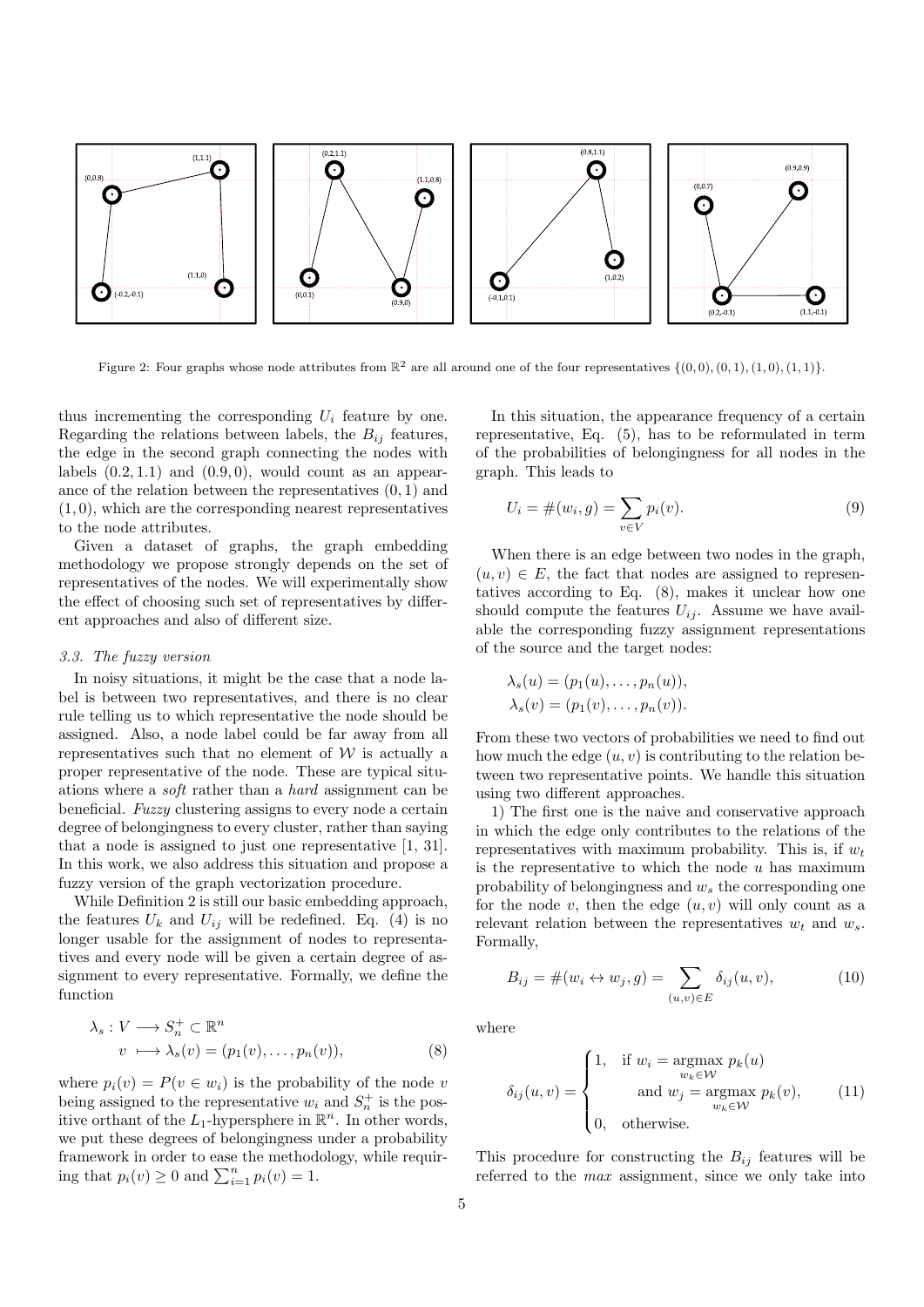Figure 2: Four graphs whose node attributes from $\mathbb{R}^2$ are all around one of the four representatives $\{(0,0),(0,1),(1,0),(1,1)\}$.

thus incrementing the corresponding $U_i$ feature by one. Regarding the relations between labels, the $B_{ij}$ features, the edge in the second graph connecting the nodes with labels $(0.2, 1.1)$ and $(0.9, 0)$, would count as an appearance of the relation between the representatives $(0, 1)$ and $(1, 0)$, which are the corresponding nearest representatives to the node attributes.

Given a dataset of graphs, the graph embedding methodology we propose strongly depends on the set of representatives of the nodes. We will experimentally show the effect of choosing such set of representatives by different approaches and also of different size.

### 3.3. The fuzzy version

In noisy situations, it might be the case that a node label is between two representatives, and there is no clear rule telling us to which representative the node should be assigned. Also, a node label could be far away from all representatives such that no element of $\mathcal{W}$ is actually a proper representative of the node. These are typical situations where a *soft* rather than a *hard* assignment can be beneficial. *Fuzzy* clustering assigns to every node a certain degree of belongingness to every cluster, rather than saying that a node is assigned to just one representative [1, 31]. In this work, we also address this situation and propose a fuzzy version of the graph vectorization procedure.

While Definition 2 is still our basic embedding approach, the features $U_k$ and $U_{ij}$ will be redefined. Eq. (4) is no longer usable for the assignment of nodes to representatives and every node will be given a certain degree of assignment to every representative. Formally, we define the function

$$\begin{aligned} \lambda_s : V &\longrightarrow S_n^+ \subset \mathbb{R}^n \\ v &\longmapsto \lambda_s(v) = (p_1(v), \ldots, p_n(v)), \end{aligned} \tag{8}$$

where $p_i(v) = P(v \in w_i)$ is the probability of the node $v$ being assigned to the representative $w_i$ and $S_n^+$ is the positive orthant of the $L_1$-hypersphere in $\mathbb{R}^n$. In other words, we put these degrees of belongingness under a probability framework in order to ease the methodology, while requiring that $p_i(v) \geq 0$ and $\sum_{i=1}^n p_i(v) = 1$.

In this situation, the appearance frequency of a certain representative, Eq. (5), has to be reformulated in term of the probabilities of belongingness for all nodes in the graph. This leads to

$$U_i = \#(w_i, g) = \sum_{v \in V} p_i(v). \tag{9}$$

When there is an edge between two nodes in the graph, $(u, v) \in E$, the fact that nodes are assigned to representatives according to Eq. (8), makes it unclear how one should compute the features $U_{ij}$. Assume we have available the corresponding fuzzy assignment representations of the source and the target nodes:

$$\begin{aligned} \lambda_s(u) &= (p_1(u), \ldots, p_n(u)), \\ \lambda_s(v) &= (p_1(v), \ldots, p_n(v)). \end{aligned}$$

From these two vectors of probabilities we need to find out how much the edge $(u, v)$ is contributing to the relation between two representative points. We handle this situation using two different approaches.

1) The first one is the naive and conservative approach in which the edge only contributes to the relations of the representatives with maximum probability. This is, if $w_t$ is the representative to which the node $u$ has maximum probability of belongingness and $w_s$ the corresponding one for the node $v$, then the edge $(u, v)$ will only count as a relevant relation between the representatives $w_t$ and $w_s$. Formally,

$$B_{ij} = \#(w_i \leftrightarrow w_j, g) = \sum_{(u,v) \in E} \delta_{ij}(u, v), \tag{10}$$

where

$$\delta_{ij}(u, v) = \begin{cases} 1, & \text{if } w_i = \underset{w_k \in \mathcal{W}}{\operatorname{argmax}}\ p_k(u) \\ & \quad \text{and } w_j = \underset{w_k \in \mathcal{W}}{\operatorname{argmax}}\ p_k(v), \\ 0, & \text{otherwise.} \end{cases} \tag{11}$$

This procedure for constructing the $B_{ij}$ features will be referred to the *max* assignment, since we only take into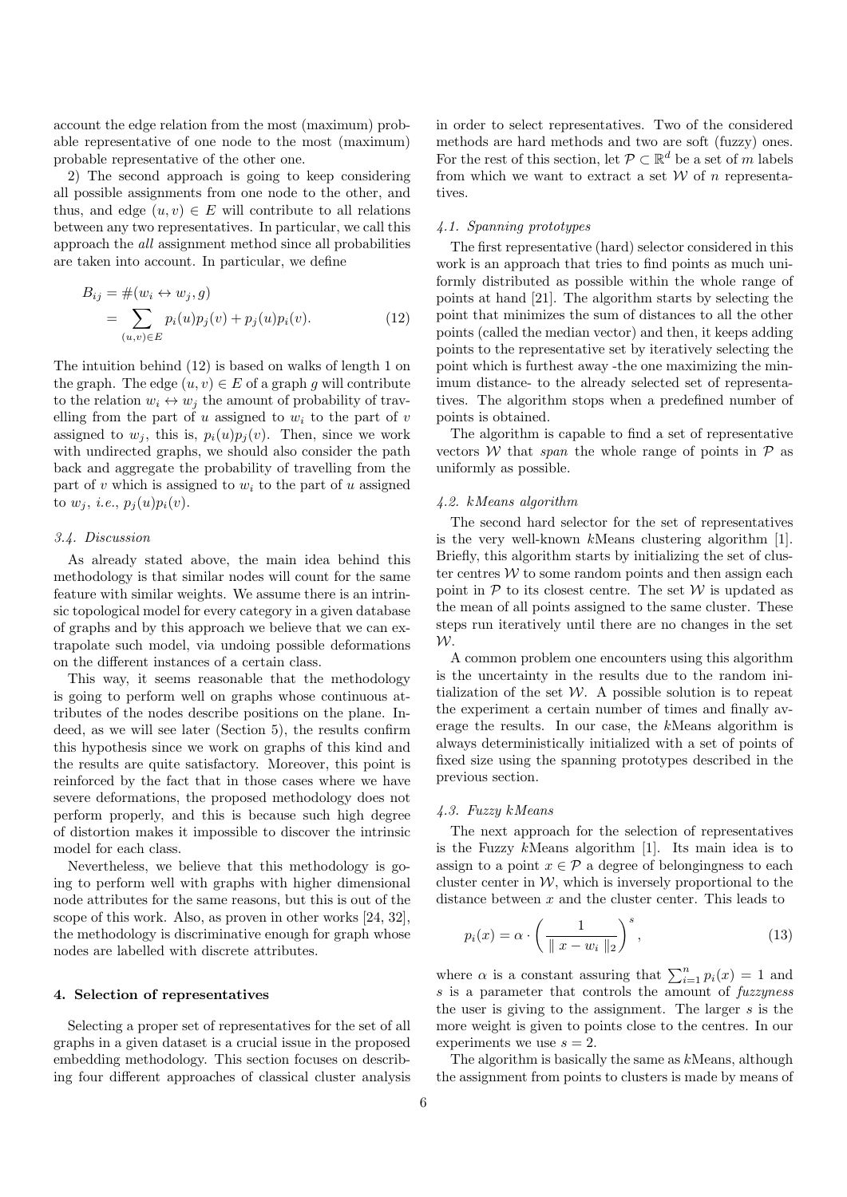account the edge relation from the most (maximum) probable representative of one node to the most (maximum) probable representative of the other one.

2) The second approach is going to keep considering all possible assignments from one node to the other, and thus, and edge $(u, v) \in E$ will contribute to all relations between any two representatives. In particular, we call this approach the *all* assignment method since all probabilities are taken into account. In particular, we define

$$B_{ij} = \#(w_i \leftrightarrow w_j, g) = \sum_{(u,v) \in E} p_i(u)p_j(v) + p_j(u)p_i(v). \tag{12}$$

The intuition behind (12) is based on walks of length 1 on the graph. The edge $(u, v) \in E$ of a graph $g$ will contribute to the relation $w_i \leftrightarrow w_j$ the amount of probability of travelling from the part of $u$ assigned to $w_i$ to the part of $v$ assigned to $w_j$, this is, $p_i(u)p_j(v)$. Then, since we work with undirected graphs, we should also consider the path back and aggregate the probability of travelling from the part of $v$ which is assigned to $w_i$ to the part of $u$ assigned to $w_j$, *i.e.*, $p_j(u)p_i(v)$.

### *3.4. Discussion*

As already stated above, the main idea behind this methodology is that similar nodes will count for the same feature with similar weights. We assume there is an intrinsic topological model for every category in a given database of graphs and by this approach we believe that we can extrapolate such model, via undoing possible deformations on the different instances of a certain class.

This way, it seems reasonable that the methodology is going to perform well on graphs whose continuous attributes of the nodes describe positions on the plane. Indeed, as we will see later (Section 5), the results confirm this hypothesis since we work on graphs of this kind and the results are quite satisfactory. Moreover, this point is reinforced by the fact that in those cases where we have severe deformations, the proposed methodology does not perform properly, and this is because such high degree of distortion makes it impossible to discover the intrinsic model for each class.

Nevertheless, we believe that this methodology is going to perform well with graphs with higher dimensional node attributes for the same reasons, but this is out of the scope of this work. Also, as proven in other works [24, 32], the methodology is discriminative enough for graph whose nodes are labelled with discrete attributes.

## 4. Selection of representatives

Selecting a proper set of representatives for the set of all graphs in a given dataset is a crucial issue in the proposed embedding methodology. This section focuses on describing four different approaches of classical cluster analysis in order to select representatives. Two of the considered methods are hard methods and two are soft (fuzzy) ones. For the rest of this section, let $\mathcal{P} \subset \mathbb{R}^d$ be a set of $m$ labels from which we want to extract a set $\mathcal{W}$ of $n$ representatives.

### *4.1. Spanning prototypes*

The first representative (hard) selector considered in this work is an approach that tries to find points as much uniformly distributed as possible within the whole range of points at hand [21]. The algorithm starts by selecting the point that minimizes the sum of distances to all the other points (called the median vector) and then, it keeps adding points to the representative set by iteratively selecting the point which is furthest away -the one maximizing the minimum distance- to the already selected set of representatives. The algorithm stops when a predefined number of points is obtained.

The algorithm is capable to find a set of representative vectors $\mathcal{W}$ that *span* the whole range of points in $\mathcal{P}$ as uniformly as possible.

### *4.2. kMeans algorithm*

The second hard selector for the set of representatives is the very well-known $k$Means clustering algorithm [1]. Briefly, this algorithm starts by initializing the set of cluster centres $\mathcal{W}$ to some random points and then assign each point in $\mathcal{P}$ to its closest centre. The set $\mathcal{W}$ is updated as the mean of all points assigned to the same cluster. These steps run iteratively until there are no changes in the set $\mathcal{W}$.

A common problem one encounters using this algorithm is the uncertainty in the results due to the random initialization of the set $\mathcal{W}$. A possible solution is to repeat the experiment a certain number of times and finally average the results. In our case, the $k$Means algorithm is always deterministically initialized with a set of points of fixed size using the spanning prototypes described in the previous section.

### *4.3. Fuzzy kMeans*

The next approach for the selection of representatives is the Fuzzy $k$Means algorithm [1]. Its main idea is to assign to a point $x \in \mathcal{P}$ a degree of belongingness to each cluster center in $\mathcal{W}$, which is inversely proportional to the distance between $x$ and the cluster center. This leads to

$$p_i(x) = \alpha \cdot \left( \frac{1}{\| x - w_i \|_2} \right)^s, \tag{13}$$

where $\alpha$ is a constant assuring that $\sum_{i=1}^{n} p_i(x) = 1$ and $s$ is a parameter that controls the amount of *fuzzyness* the user is giving to the assignment. The larger $s$ is the more weight is given to points close to the centres. In our experiments we use $s = 2$.

The algorithm is basically the same as $k$Means, although the assignment from points to clusters is made by means of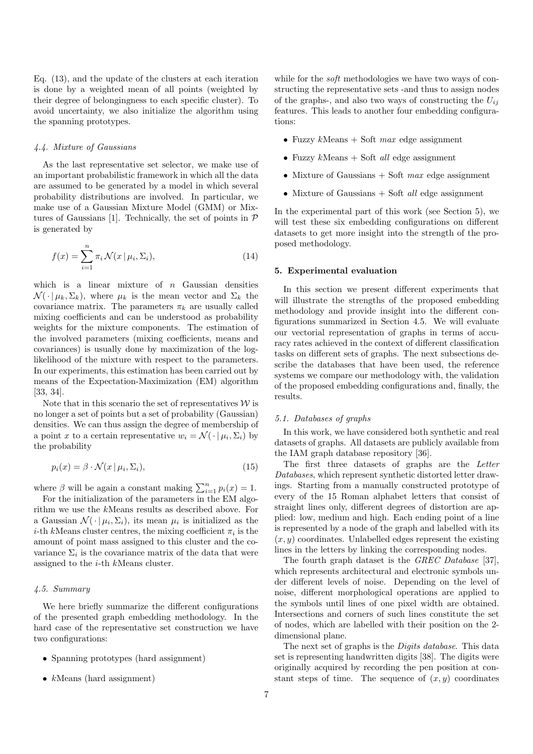Eq. (13), and the update of the clusters at each iteration is done by a weighted mean of all points (weighted by their degree of belongingness to each specific cluster). To avoid uncertainty, we also initialize the algorithm using the spanning prototypes.

### 4.4. Mixture of Gaussians

As the last representative set selector, we make use of an important probabilistic framework in which all the data are assumed to be generated by a model in which several probability distributions are involved. In particular, we make use of a Gaussian Mixture Model (GMM) or Mixtures of Gaussians [1]. Technically, the set of points in $\mathcal{P}$ is generated by

$$f(x) = \sum_{i=1}^{n} \pi_i \, \mathcal{N}(x \,|\, \mu_i, \Sigma_i), \tag{14}$$

which is a linear mixture of $n$ Gaussian densities $\mathcal{N}(\,\cdot\,|\,\mu_k, \Sigma_k)$, where $\mu_k$ is the mean vector and $\Sigma_k$ the covariance matrix. The parameters $\pi_k$ are usually called mixing coefficients and can be understood as probability weights for the mixture components. The estimation of the involved parameters (mixing coefficients, means and covariances) is usually done by maximization of the log-likelihood of the mixture with respect to the parameters. In our experiments, this estimation has been carried out by means of the Expectation-Maximization (EM) algorithm [33, 34].

Note that in this scenario the set of representatives $\mathcal{W}$ is no longer a set of points but a set of probability (Gaussian) densities. We can thus assign the degree of membership of a point $x$ to a certain representative $w_i = \mathcal{N}(\,\cdot\,|\,\mu_i, \Sigma_i)$ by the probability

$$p_i(x) = \beta \cdot \mathcal{N}(x \,|\, \mu_i, \Sigma_i), \tag{15}$$

where $\beta$ will be again a constant making $\sum_{i=1}^{n} p_i(x) = 1$.

For the initialization of the parameters in the EM algorithm we use the $k$Means results as described above. For a Gaussian $\mathcal{N}(\,\cdot\,|\,\mu_i, \Sigma_i)$, its mean $\mu_i$ is initialized as the $i$-th $k$Means cluster centres, the mixing coefficient $\pi_i$ is the amount of point mass assigned to this cluster and the covariance $\Sigma_i$ is the covariance matrix of the data that were assigned to the $i$-th $k$Means cluster.

### 4.5. Summary

We here briefly summarize the different configurations of the presented graph embedding methodology. In the hard case of the representative set construction we have two configurations:

- Spanning prototypes (hard assignment)
- $k$Means (hard assignment)

while for the *soft* methodologies we have two ways of constructing the representative sets -and thus to assign nodes of the graphs-, and also two ways of constructing the $U_{ij}$ features. This leads to another four embedding configurations:

- Fuzzy $k$Means + Soft *max* edge assignment
- Fuzzy $k$Means + Soft *all* edge assignment
- Mixture of Gaussians + Soft *max* edge assignment
- Mixture of Gaussians + Soft *all* edge assignment

In the experimental part of this work (see Section 5), we will test these six embedding configurations on different datasets to get more insight into the strength of the proposed methodology.

## 5. Experimental evaluation

In this section we present different experiments that will illustrate the strengths of the proposed embedding methodology and provide insight into the different configurations summarized in Section 4.5. We will evaluate our vectorial representation of graphs in terms of accuracy rates achieved in the context of different classification tasks on different sets of graphs. The next subsections describe the databases that have been used, the reference systems we compare our methodology with, the validation of the proposed embedding configurations and, finally, the results.

### 5.1. Databases of graphs

In this work, we have considered both synthetic and real datasets of graphs. All datasets are publicly available from the IAM graph database repository [36].

The first three datasets of graphs are the *Letter Databases*, which represent synthetic distorted letter drawings. Starting from a manually constructed prototype of every of the 15 Roman alphabet letters that consist of straight lines only, different degrees of distortion are applied: low, medium and high. Each ending point of a line is represented by a node of the graph and labelled with its $(x, y)$ coordinates. Unlabelled edges represent the existing lines in the letters by linking the corresponding nodes.

The fourth graph dataset is the *GREC Database* [37], which represents architectural and electronic symbols under different levels of noise. Depending on the level of noise, different morphological operations are applied to the symbols until lines of one pixel width are obtained. Intersections and corners of such lines constitute the set of nodes, which are labelled with their position on the 2-dimensional plane.

The next set of graphs is the *Digits database*. This data set is representing handwritten digits [38]. The digits were originally acquired by recording the pen position at constant steps of time. The sequence of $(x, y)$ coordinates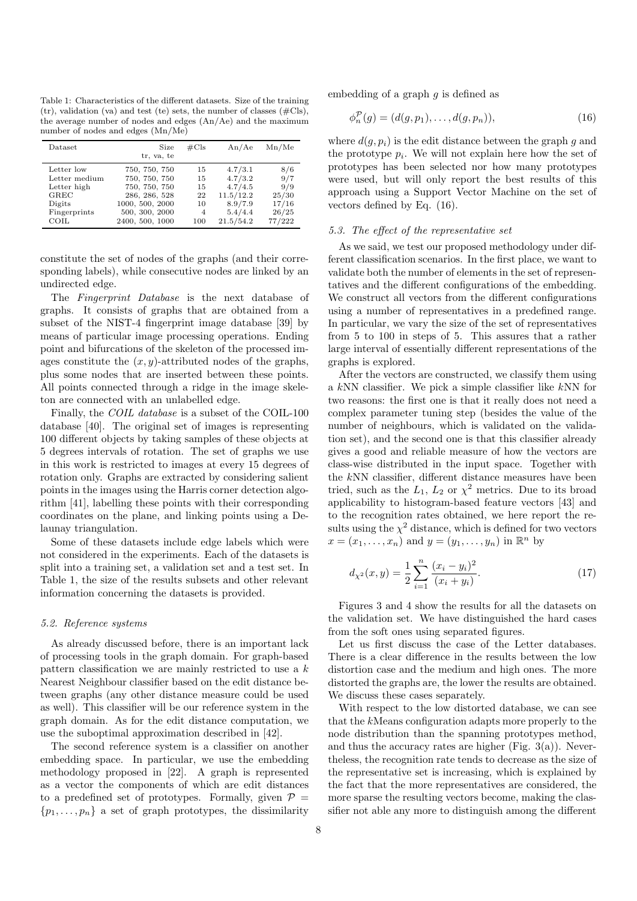Table 1: Characteristics of the different datasets. Size of the training (tr), validation (va) and test (te) sets, the number of classes (#Cls), the average number of nodes and edges (An/Ae) and the maximum number of nodes and edges (Mn/Me)

| Dataset | Size tr, va, te | #Cls | An/Ae | Mn/Me |
|---|---|---|---|---|
| Letter low | 750, 750, 750 | 15 | 4.7/3.1 | 8/6 |
| Letter medium | 750, 750, 750 | 15 | 4.7/3.2 | 9/7 |
| Letter high | 750, 750, 750 | 15 | 4.7/4.5 | 9/9 |
| GREC | 286, 286, 528 | 22 | 11.5/12.2 | 25/30 |
| Digits | 1000, 500, 2000 | 10 | 8.9/7.9 | 17/16 |
| Fingerprints | 500, 300, 2000 | 4 | 5.4/4.4 | 26/25 |
| COIL | 2400, 500, 1000 | 100 | 21.5/54.2 | 77/222 |

constitute the set of nodes of the graphs (and their corresponding labels), while consecutive nodes are linked by an undirected edge.

The *Fingerprint Database* is the next database of graphs. It consists of graphs that are obtained from a subset of the NIST-4 fingerprint image database [39] by means of particular image processing operations. Ending point and bifurcations of the skeleton of the processed images constitute the $(x, y)$-attributed nodes of the graphs, plus some nodes that are inserted between these points. All points connected through a ridge in the image skeleton are connected with an unlabelled edge.

Finally, the *COIL database* is a subset of the COIL-100 database [40]. The original set of images is representing 100 different objects by taking samples of these objects at 5 degrees intervals of rotation. The set of graphs we use in this work is restricted to images at every 15 degrees of rotation only. Graphs are extracted by considering salient points in the images using the Harris corner detection algorithm [41], labelling these points with their corresponding coordinates on the plane, and linking points using a Delaunay triangulation.

Some of these datasets include edge labels which were not considered in the experiments. Each of the datasets is split into a training set, a validation set and a test set. In Table 1, the size of the results subsets and other relevant information concerning the datasets is provided.

### 5.2. Reference systems

As already discussed before, there is an important lack of processing tools in the graph domain. For graph-based pattern classification we are mainly restricted to use a $k$ Nearest Neighbour classifier based on the edit distance between graphs (any other distance measure could be used as well). This classifier will be our reference system in the graph domain. As for the edit distance computation, we use the suboptimal approximation described in [42].

The second reference system is a classifier on another embedding space. In particular, we use the embedding methodology proposed in [22]. A graph is represented as a vector the components of which are edit distances to a predefined set of prototypes. Formally, given $\mathcal{P} = \{p_1, \ldots, p_n\}$ a set of graph prototypes, the dissimilarity embedding of a graph $g$ is defined as

$$\phi_n^{\mathcal{P}}(g) = (d(g, p_1), \ldots, d(g, p_n)), \tag{16}$$

where $d(g, p_i)$ is the edit distance between the graph $g$ and the prototype $p_i$. We will not explain here how the set of prototypes has been selected nor how many prototypes were used, but will only report the best results of this approach using a Support Vector Machine on the set of vectors defined by Eq. (16).

### 5.3. The effect of the representative set

As we said, we test our proposed methodology under different classification scenarios. In the first place, we want to validate both the number of elements in the set of representatives and the different configurations of the embedding. We construct all vectors from the different configurations using a number of representatives in a predefined range. In particular, we vary the size of the set of representatives from 5 to 100 in steps of 5. This assures that a rather large interval of essentially different representations of the graphs is explored.

After the vectors are constructed, we classify them using a $k$NN classifier. We pick a simple classifier like $k$NN for two reasons: the first one is that it really does not need a complex parameter tuning step (besides the value of the number of neighbours, which is validated on the validation set), and the second one is that this classifier already gives a good and reliable measure of how the vectors are class-wise distributed in the input space. Together with the $k$NN classifier, different distance measures have been tried, such as the $L_1$, $L_2$ or $\chi^2$ metrics. Due to its broad applicability to histogram-based feature vectors [43] and to the recognition rates obtained, we here report the results using the $\chi^2$ distance, which is defined for two vectors $x = (x_1, \ldots, x_n)$ and $y = (y_1, \ldots, y_n)$ in $\mathbb{R}^n$ by

$$d_{\chi^2}(x, y) = \frac{1}{2} \sum_{i=1}^{n} \frac{(x_i - y_i)^2}{(x_i + y_i)}. \tag{17}$$

Figures 3 and 4 show the results for all the datasets on the validation set. We have distinguished the hard cases from the soft ones using separated figures.

Let us first discuss the case of the Letter databases. There is a clear difference in the results between the low distortion case and the medium and high ones. The more distorted the graphs are, the lower the results are obtained. We discuss these cases separately.

With respect to the low distorted database, we can see that the $k$Means configuration adapts more properly to the node distribution than the spanning prototypes method, and thus the accuracy rates are higher (Fig. 3(a)). Nevertheless, the recognition rate tends to decrease as the size of the representative set is increasing, which is explained by the fact that the more representatives are considered, the more sparse the resulting vectors become, making the classifier not able any more to distinguish among the different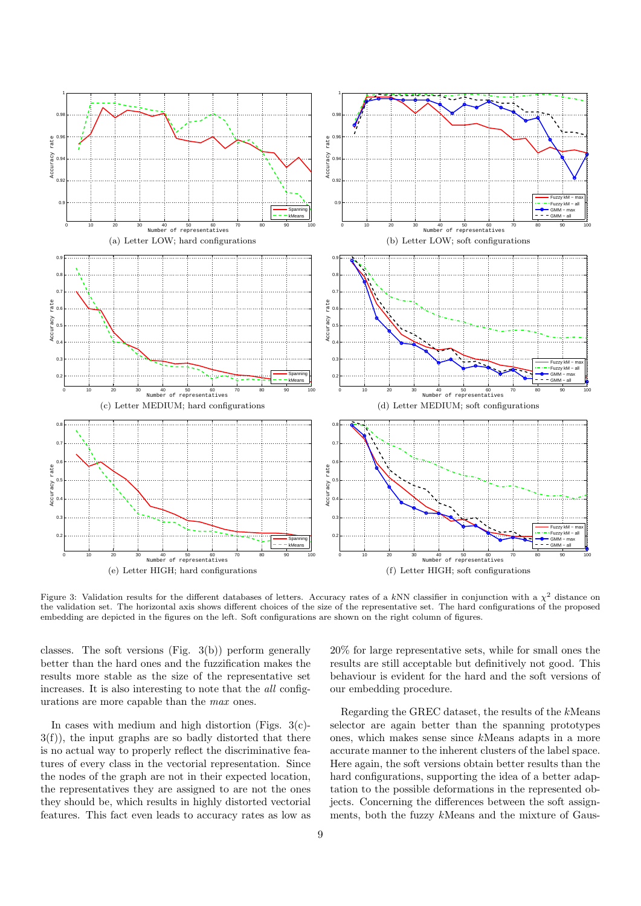(a) Letter LOW; hard configurations

(b) Letter LOW; soft configurations

(c) Letter MEDIUM; hard configurations

(d) Letter MEDIUM; soft configurations

(e) Letter HIGH; hard configurations

(f) Letter HIGH; soft configurations

Figure 3: Validation results for the different databases of letters. Accuracy rates of a $k$NN classifier in conjunction with a $\chi^2$ distance on the validation set. The horizontal axis shows different choices of the size of the representative set. The hard configurations of the proposed embedding are depicted in the figures on the left. Soft configurations are shown on the right column of figures.

classes. The soft versions (Fig. 3(b)) perform generally better than the hard ones and the fuzzification makes the results more stable as the size of the representative set increases. It is also interesting to note that the *all* configurations are more capable than the *max* ones.

In cases with medium and high distortion (Figs. 3(c)-3(f)), the input graphs are so badly distorted that there is no actual way to properly reflect the discriminative features of every class in the vectorial representation. Since the nodes of the graph are not in their expected location, the representatives they are assigned to are not the ones they should be, which results in highly distorted vectorial features. This fact even leads to accuracy rates as low as 20% for large representative sets, while for small ones the results are still acceptable but definitively not good. This behaviour is evident for the hard and the soft versions of our embedding procedure.

Regarding the GREC dataset, the results of the $k$Means selector are again better than the spanning prototypes ones, which makes sense since $k$Means adapts in a more accurate manner to the inherent clusters of the label space. Here again, the soft versions obtain better results than the hard configurations, supporting the idea of a better adaptation to the possible deformations in the represented objects. Concerning the differences between the soft assignments, both the fuzzy $k$Means and the mixture of Gaus-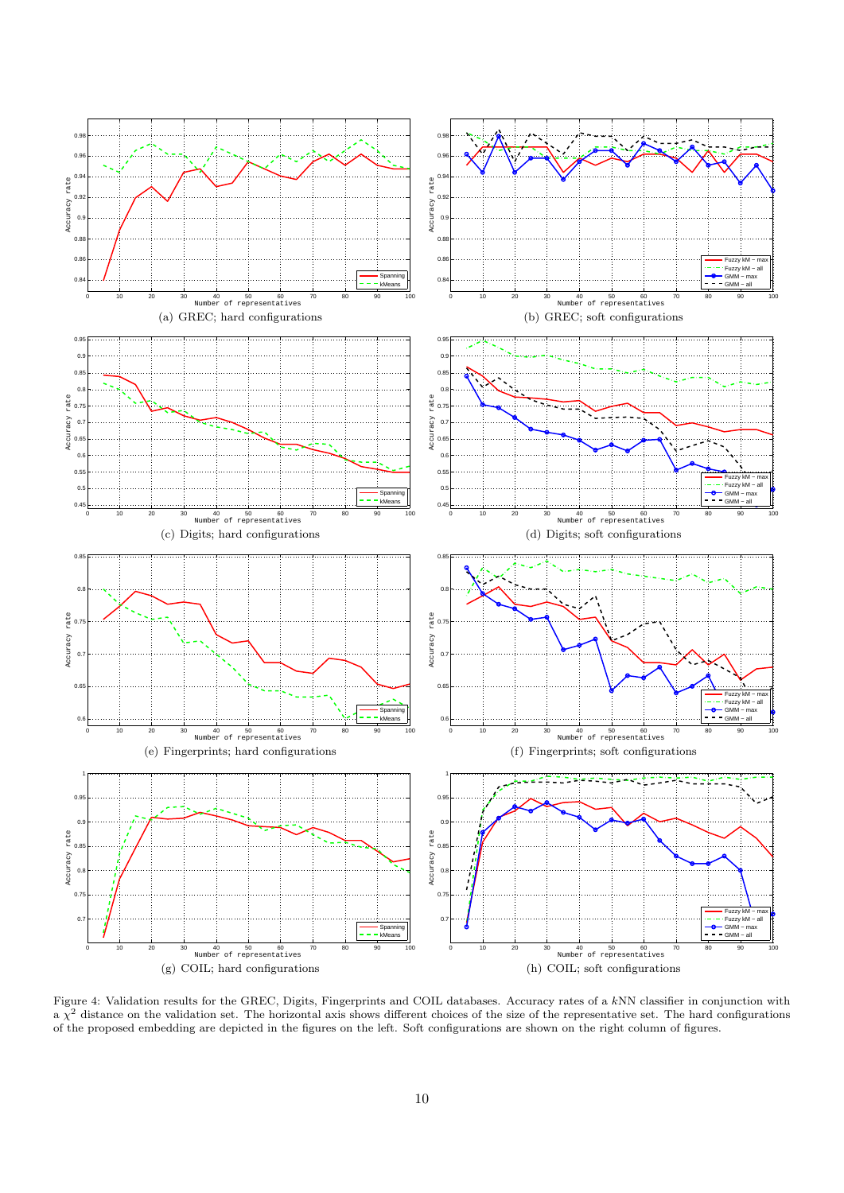(a) GREC; hard configurations

(b) GREC; soft configurations

(c) Digits; hard configurations

(d) Digits; soft configurations

(e) Fingerprints; hard configurations

(f) Fingerprints; soft configurations

(g) COIL; hard configurations

(h) COIL; soft configurations

Figure 4: Validation results for the GREC, Digits, Fingerprints and COIL databases. Accuracy rates of a $k$NN classifier in conjunction with a $\chi^2$ distance on the validation set. The horizontal axis shows different choices of the size of the representative set. The hard configurations of the proposed embedding are depicted in the figures on the left. Soft configurations are shown on the right column of figures.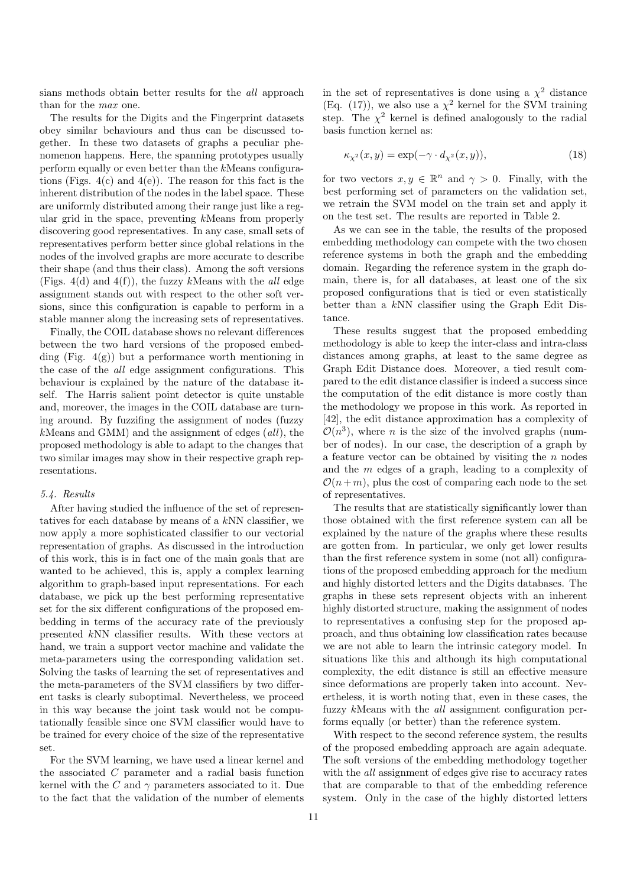sians methods obtain better results for the *all* approach than for the *max* one.

The results for the Digits and the Fingerprint datasets obey similar behaviours and thus can be discussed together. In these two datasets of graphs a peculiar phenomenon happens. Here, the spanning prototypes usually perform equally or even better than the $k$Means configurations (Figs. 4(c) and 4(e)). The reason for this fact is the inherent distribution of the nodes in the label space. These are uniformly distributed among their range just like a regular grid in the space, preventing $k$Means from properly discovering good representatives. In any case, small sets of representatives perform better since global relations in the nodes of the involved graphs are more accurate to describe their shape (and thus their class). Among the soft versions (Figs. 4(d) and 4(f)), the fuzzy $k$Means with the *all* edge assignment stands out with respect to the other soft versions, since this configuration is capable to perform in a stable manner along the increasing sets of representatives.

Finally, the COIL database shows no relevant differences between the two hard versions of the proposed embedding (Fig. 4(g)) but a performance worth mentioning in the case of the *all* edge assignment configurations. This behaviour is explained by the nature of the database itself. The Harris salient point detector is quite unstable and, moreover, the images in the COIL database are turning around. By fuzzifing the assignment of nodes (fuzzy $k$Means and GMM) and the assignment of edges (*all*), the proposed methodology is able to adapt to the changes that two similar images may show in their respective graph representations.

### 5.4. Results

After having studied the influence of the set of representatives for each database by means of a $k$NN classifier, we now apply a more sophisticated classifier to our vectorial representation of graphs. As discussed in the introduction of this work, this is in fact one of the main goals that are wanted to be achieved, this is, apply a complex learning algorithm to graph-based input representations. For each database, we pick up the best performing representative set for the six different configurations of the proposed embedding in terms of the accuracy rate of the previously presented $k$NN classifier results. With these vectors at hand, we train a support vector machine and validate the meta-parameters using the corresponding validation set. Solving the tasks of learning the set of representatives and the meta-parameters of the SVM classifiers by two different tasks is clearly suboptimal. Nevertheless, we proceed in this way because the joint task would not be computationally feasible since one SVM classifier would have to be trained for every choice of the size of the representative set.

For the SVM learning, we have used a linear kernel and the associated $C$ parameter and a radial basis function kernel with the $C$ and $\gamma$ parameters associated to it. Due to the fact that the validation of the number of elements in the set of representatives is done using a $\chi^2$ distance (Eq. (17)), we also use a $\chi^2$ kernel for the SVM training step. The $\chi^2$ kernel is defined analogously to the radial basis function kernel as:

$$\kappa_{\chi^2}(x, y) = \exp(-\gamma \cdot d_{\chi^2}(x, y)), \tag{18}$$

for two vectors $x, y \in \mathbb{R}^n$ and $\gamma > 0$. Finally, with the best performing set of parameters on the validation set, we retrain the SVM model on the train set and apply it on the test set. The results are reported in Table 2.

As we can see in the table, the results of the proposed embedding methodology can compete with the two chosen reference systems in both the graph and the embedding domain. Regarding the reference system in the graph domain, there is, for all databases, at least one of the six proposed configurations that is tied or even statistically better than a $k$NN classifier using the Graph Edit Distance.

These results suggest that the proposed embedding methodology is able to keep the inter-class and intra-class distances among graphs, at least to the same degree as Graph Edit Distance does. Moreover, a tied result compared to the edit distance classifier is indeed a success since the computation of the edit distance is more costly than the methodology we propose in this work. As reported in [42], the edit distance approximation has a complexity of $\mathcal{O}(n^3)$, where $n$ is the size of the involved graphs (number of nodes). In our case, the description of a graph by a feature vector can be obtained by visiting the $n$ nodes and the $m$ edges of a graph, leading to a complexity of $\mathcal{O}(n+m)$, plus the cost of comparing each node to the set of representatives.

The results that are statistically significantly lower than those obtained with the first reference system can all be explained by the nature of the graphs where these results are gotten from. In particular, we only get lower results than the first reference system in some (not all) configurations of the proposed embedding approach for the medium and highly distorted letters and the Digits databases. The graphs in these sets represent objects with an inherent highly distorted structure, making the assignment of nodes to representatives a confusing step for the proposed approach, and thus obtaining low classification rates because we are not able to learn the intrinsic category model. In situations like this and although its high computational complexity, the edit distance is still an effective measure since deformations are properly taken into account. Nevertheless, it is worth noting that, even in these cases, the fuzzy $k$Means with the *all* assignment configuration performs equally (or better) than the reference system.

With respect to the second reference system, the results of the proposed embedding approach are again adequate. The soft versions of the embedding methodology together with the *all* assignment of edges give rise to accuracy rates that are comparable to that of the embedding reference system. Only in the case of the highly distorted letters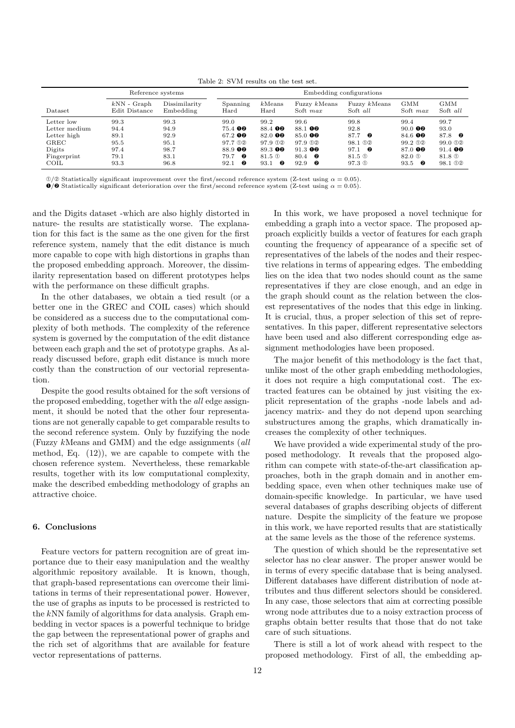Table 2: SVM results on the test set.

| | Reference systems | | Embedding configurations | | | | | |
|---|---|---|---|---|---|---|---|---|
| Dataset | $k$NN - Graph Edit Distance | Dissimilarity Embedding | Spanning Hard | $k$Means Hard | Fuzzy $k$Means Soft $max$ | Fuzzy $k$Means Soft $all$ | GMM Soft $max$ | GMM Soft $all$ |
| Letter low | 99.3 | 99.3 | 99.0 | 99.2 | 99.6 | 99.8 | 99.4 | 99.7 |
| Letter medium | 94.4 | 94.9 | 75.4 ❶❷ | 88.4 ❶❷ | 88.1 ❶❷ | 92.8 | 90.0 ❶❷ | 93.0 |
| Letter high | 89.1 | 92.9 | 67.2 ❶❷ | 82.0 ❶❷ | 85.0 ❶❷ | 87.7 ❷ | 84.6 ❶❷ | 87.8 ❷ |
| GREC | 95.5 | 95.1 | 97.7 ①② | 97.9 ①② | 97.9 ①② | 98.1 ①② | 99.2 ①② | 99.0 ①② |
| Digits | 97.4 | 98.7 | 88.9 ❶❷ | 89.3 ❶❷ | 91.3 ❶❷ | 97.1 ❷ | 87.0 ❶❷ | 91.4 ❶❷ |
| Fingerprint | 79.1 | 83.1 | 79.7 ❷ | 81.5 ① | 80.4 ❷ | 81.5 ① | 82.0 ① | 81.8 ① |
| COIL | 93.3 | 96.8 | 92.1 ❷ | 93.1 ❷ | 92.9 ❷ | 97.3 ① | 93.5 ❷ | 98.1 ①② |

①/② Statistically significant improvement over the first/second reference system (Z-test using $\alpha = 0.05$).
❶/❷ Statistically significant deterioration over the first/second reference system (Z-test using $\alpha = 0.05$).

and the Digits dataset -which are also highly distorted in nature- the results are statistically worse. The explanation for this fact is the same as the one given for the first reference system, namely that the edit distance is much more capable to cope with high distortions in graphs than the proposed embedding approach. Moreover, the dissimilarity representation based on different prototypes helps with the performance on these difficult graphs.

In the other databases, we obtain a tied result (or a better one in the GREC and COIL cases) which should be considered as a success due to the computational complexity of both methods. The complexity of the reference system is governed by the computation of the edit distance between each graph and the set of prototype graphs. As already discussed before, graph edit distance is much more costly than the construction of our vectorial representation.

Despite the good results obtained for the soft versions of the proposed embedding, together with the *all* edge assignment, it should be noted that the other four representations are not generally capable to get comparable results to the second reference system. Only by fuzzifying the node (Fuzzy $k$Means and GMM) and the edge assignments (*all* method, Eq. (12)), we are capable to compete with the chosen reference system. Nevertheless, these remarkable results, together with its low computational complexity, make the described embedding methodology of graphs an attractive choice.

## 6. Conclusions

Feature vectors for pattern recognition are of great importance due to their easy manipulation and the wealthy algorithmic repository available. It is known, though, that graph-based representations can overcome their limitations in terms of their representational power. However, the use of graphs as inputs to be processed is restricted to the $k$NN family of algorithms for data analysis. Graph embedding in vector spaces is a powerful technique to bridge the gap between the representational power of graphs and the rich set of algorithms that are available for feature vector representations of patterns.

In this work, we have proposed a novel technique for embedding a graph into a vector space. The proposed approach explicitly builds a vector of features for each graph counting the frequency of appearance of a specific set of representatives of the labels of the nodes and their respective relations in terms of appearing edges. The embedding lies on the idea that two nodes should count as the same representatives if they are close enough, and an edge in the graph should count as the relation between the closest representatives of the nodes that this edge in linking. It is crucial, thus, a proper selection of this set of representatives. In this paper, different representative selectors have been used and also different corresponding edge assignment methodologies have been proposed.

The major benefit of this methodology is the fact that, unlike most of the other graph embedding methodologies, it does not require a high computational cost. The extracted features can be obtained by just visiting the explicit representation of the graphs -node labels and adjacency matrix- and they do not depend upon searching substructures among the graphs, which dramatically increases the complexity of other techniques.

We have provided a wide experimental study of the proposed methodology. It reveals that the proposed algorithm can compete with state-of-the-art classification approaches, both in the graph domain and in another embedding space, even when other techniques make use of domain-specific knowledge. In particular, we have used several databases of graphs describing objects of different nature. Despite the simplicity of the feature we propose in this work, we have reported results that are statistically at the same levels as the those of the reference systems.

The question of which should be the representative set selector has no clear answer. The proper answer would be in terms of every specific database that is being analysed. Different databases have different distribution of node attributes and thus different selectors should be considered. In any case, those selectors that aim at correcting possible wrong node attributes due to a noisy extraction process of graphs obtain better results that those that do not take care of such situations.

There is still a lot of work ahead with respect to the proposed methodology. First of all, the embedding ap-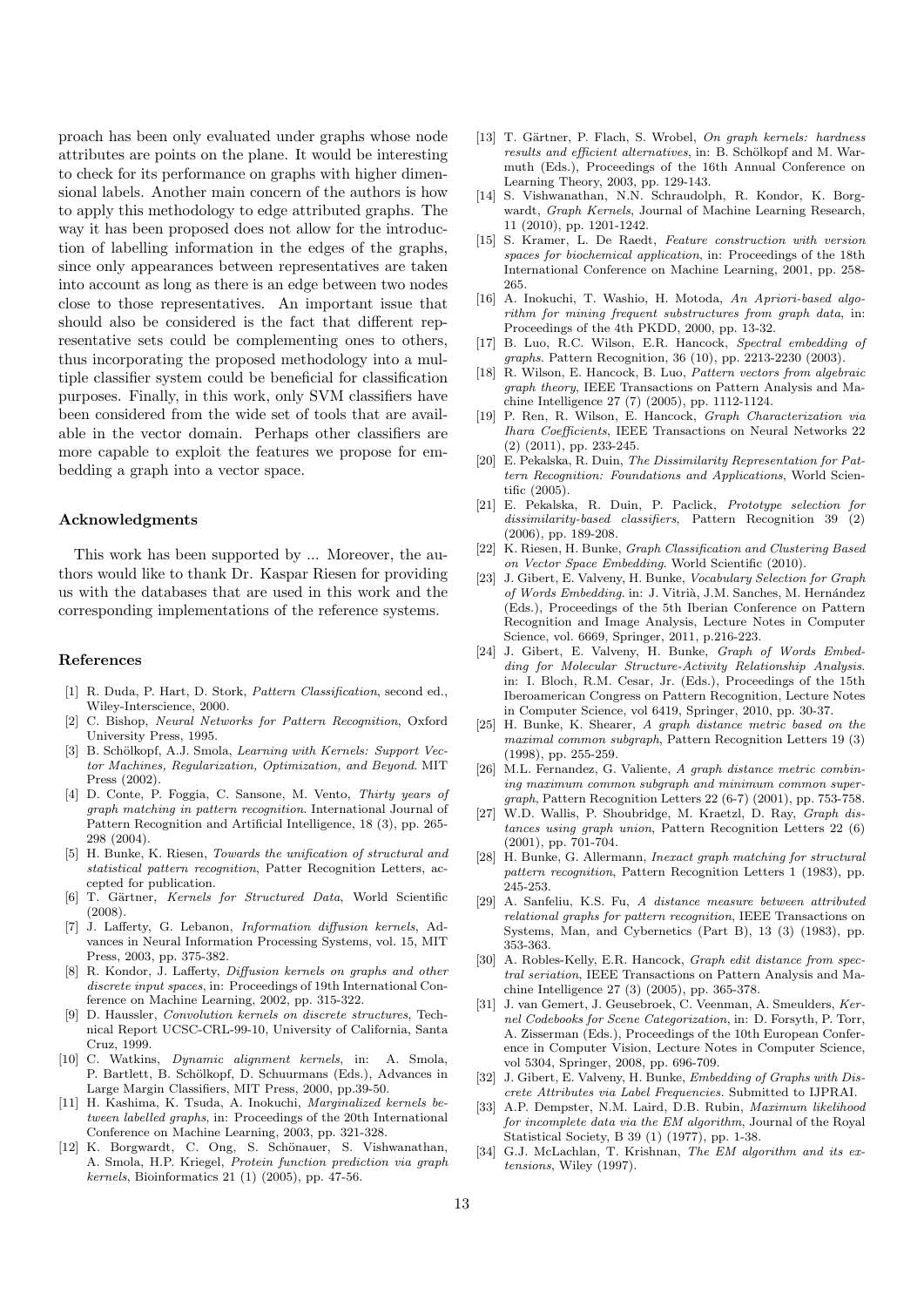proach has been only evaluated under graphs whose node attributes are points on the plane. It would be interesting to check for its performance on graphs with higher dimensional labels. Another main concern of the authors is how to apply this methodology to edge attributed graphs. The way it has been proposed does not allow for the introduction of labelling information in the edges of the graphs, since only appearances between representatives are taken into account as long as there is an edge between two nodes close to those representatives. An important issue that should also be considered is the fact that different representative sets could be complementing ones to others, thus incorporating the proposed methodology into a multiple classifier system could be beneficial for classification purposes. Finally, in this work, only SVM classifiers have been considered from the wide set of tools that are available in the vector domain. Perhaps other classifiers are more capable to exploit the features we propose for embedding a graph into a vector space.

### Acknowledgments

This work has been supported by ... Moreover, the authors would like to thank Dr. Kaspar Riesen for providing us with the databases that are used in this work and the corresponding implementations of the reference systems.

### References

[1] R. Duda, P. Hart, D. Stork, *Pattern Classification*, second ed., Wiley-Interscience, 2000.

[2] C. Bishop, *Neural Networks for Pattern Recognition*, Oxford University Press, 1995.

[3] B. Schölkopf, A.J. Smola, *Learning with Kernels: Support Vector Machines, Regularization, Optimization, and Beyond*. MIT Press (2002).

[4] D. Conte, P. Foggia, C. Sansone, M. Vento, *Thirty years of graph matching in pattern recognition*. International Journal of Pattern Recognition and Artificial Intelligence, 18 (3), pp. 265-298 (2004).

[5] H. Bunke, K. Riesen, *Towards the unification of structural and statistical pattern recognition*, Patter Recognition Letters, accepted for publication.

[6] T. Gärtner, *Kernels for Structured Data*, World Scientific (2008).

[7] J. Lafferty, G. Lebanon, *Information diffusion kernels*, Advances in Neural Information Processing Systems, vol. 15, MIT Press, 2003, pp. 375-382.

[8] R. Kondor, J. Lafferty, *Diffusion kernels on graphs and other discrete input spaces*, in: Proceedings of 19th International Conference on Machine Learning, 2002, pp. 315-322.

[9] D. Haussler, *Convolution kernels on discrete structures*, Technical Report UCSC-CRL-99-10, University of California, Santa Cruz, 1999.

[10] C. Watkins, *Dynamic alignment kernels*, in: A. Smola, P. Bartlett, B. Schölkopf, D. Schuurmans (Eds.), Advances in Large Margin Classifiers, MIT Press, 2000, pp.39-50.

[11] H. Kashima, K. Tsuda, A. Inokuchi, *Marginalized kernels between labelled graphs*, in: Proceedings of the 20th International Conference on Machine Learning, 2003, pp. 321-328.

[12] K. Borgwardt, C. Ong, S. Schönauer, S. Vishwanathan, A. Smola, H.P. Kriegel, *Protein function prediction via graph kernels*, Bioinformatics 21 (1) (2005), pp. 47-56.

[13] T. Gärtner, P. Flach, S. Wrobel, *On graph kernels: hardness results and efficient alternatives*, in: B. Schölkopf and M. Warmuth (Eds.), Proceedings of the 16th Annual Conference on Learning Theory, 2003, pp. 129-143.

[14] S. Vishwanathan, N.N. Schraudolph, R. Kondor, K. Borgwardt, *Graph Kernels*, Journal of Machine Learning Research, 11 (2010), pp. 1201-1242.

[15] S. Kramer, L. De Raedt, *Feature construction with version spaces for biochemical application*, in: Proceedings of the 18th International Conference on Machine Learning, 2001, pp. 258-265.

[16] A. Inokuchi, T. Washio, H. Motoda, *An Apriori-based algorithm for mining frequent substructures from graph data*, in: Proceedings of the 4th PKDD, 2000, pp. 13-32.

[17] B. Luo, R.C. Wilson, E.R. Hancock, *Spectral embedding of graphs*. Pattern Recognition, 36 (10), pp. 2213-2230 (2003).

[18] R. Wilson, E. Hancock, B. Luo, *Pattern vectors from algebraic graph theory*, IEEE Transactions on Pattern Analysis and Machine Intelligence 27 (7) (2005), pp. 1112-1124.

[19] P. Ren, R. Wilson, E. Hancock, *Graph Characterization via Ihara Coefficients*, IEEE Transactions on Neural Networks 22 (2) (2011), pp. 233-245.

[20] E. Pekalska, R. Duin, *The Dissimilarity Representation for Pattern Recognition: Foundations and Applications*, World Scientific (2005).

[21] E. Pekalska, R. Duin, P. Paclick, *Prototype selection for dissimilarity-based classifiers*, Pattern Recognition 39 (2) (2006), pp. 189-208.

[22] K. Riesen, H. Bunke, *Graph Classification and Clustering Based on Vector Space Embedding*. World Scientific (2010).

[23] J. Gibert, E. Valveny, H. Bunke, *Vocabulary Selection for Graph of Words Embedding*. in: J. Vitrià, J.M. Sanches, M. Hernández (Eds.), Proceedings of the 5th Iberian Conference on Pattern Recognition and Image Analysis, Lecture Notes in Computer Science, vol. 6669, Springer, 2011, p.216-223.

[24] J. Gibert, E. Valveny, H. Bunke, *Graph of Words Embedding for Molecular Structure-Activity Relationship Analysis*. in: I. Bloch, R.M. Cesar, Jr. (Eds.), Proceedings of the 15th Iberoamerican Congress on Pattern Recognition, Lecture Notes in Computer Science, vol 6419, Springer, 2010, pp. 30-37.

[25] H. Bunke, K. Shearer, *A graph distance metric based on the maximal common subgraph*, Pattern Recognition Letters 19 (3) (1998), pp. 255-259.

[26] M.L. Fernandez, G. Valiente, *A graph distance metric combining maximum common subgraph and minimum common supergraph*, Pattern Recognition Letters 22 (6-7) (2001), pp. 753-758.

[27] W.D. Wallis, P. Shoubridge, M. Kraetzl, D. Ray, *Graph distances using graph union*, Pattern Recognition Letters 22 (6) (2001), pp. 701-704.

[28] H. Bunke, G. Allermann, *Inexact graph matching for structural pattern recognition*, Pattern Recognition Letters 1 (1983), pp. 245-253.

[29] A. Sanfeliu, K.S. Fu, *A distance measure between attributed relational graphs for pattern recognition*, IEEE Transactions on Systems, Man, and Cybernetics (Part B), 13 (3) (1983), pp. 353-363.

[30] A. Robles-Kelly, E.R. Hancock, *Graph edit distance from spectral seriation*, IEEE Transactions on Pattern Analysis and Machine Intelligence 27 (3) (2005), pp. 365-378.

[31] J. van Gemert, J. Geusebroek, C. Veenman, A. Smeulders, *Kernel Codebooks for Scene Categorization*, in: D. Forsyth, P. Torr, A. Zisserman (Eds.), Proceedings of the 10th European Conference in Computer Vision, Lecture Notes in Computer Science, vol 5304, Springer, 2008, pp. 696-709.

[32] J. Gibert, E. Valveny, H. Bunke, *Embedding of Graphs with Discrete Attributes via Label Frequencies*. Submitted to IJPRAI.

[33] A.P. Dempster, N.M. Laird, D.B. Rubin, *Maximum likelihood for incomplete data via the EM algorithm*, Journal of the Royal Statistical Society, B 39 (1) (1977), pp. 1-38.

[34] G.J. McLachlan, T. Krishnan, *The EM algorithm and its extensions*, Wiley (1997).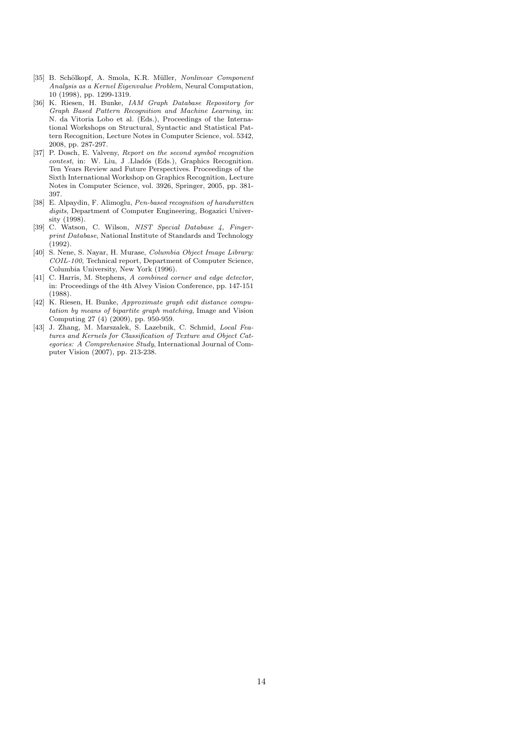- [35] B. Schölkopf, A. Smola, K.R. Müller, *Nonlinear Component Analysis as a Kernel Eigenvalue Problem*, Neural Computation, 10 (1998), pp. 1299-1319.
- [36] K. Riesen, H. Bunke, *IAM Graph Database Repository for Graph Based Pattern Recognition and Machine Learning*, in: N. da Vitoria Lobo et al. (Eds.), Proceedings of the International Workshops on Structural, Syntactic and Statistical Pattern Recognition, Lecture Notes in Computer Science, vol. 5342, 2008, pp. 287-297.
- [37] P. Dosch, E. Valveny, *Report on the second symbol recognition contest*, in: W. Liu, J .Lladós (Eds.), Graphics Recognition. Ten Years Review and Future Perspectives. Proceedings of the Sixth International Workshop on Graphics Recognition, Lecture Notes in Computer Science, vol. 3926, Springer, 2005, pp. 381-397.
- [38] E. Alpaydin, F. Alimoglu, *Pen-based recognition of handwritten digits*, Department of Computer Engineering, Bogazici University (1998).
- [39] C. Watson, C. Wilson, *NIST Special Database 4, Fingerprint Database*, National Institute of Standards and Technology (1992).
- [40] S. Nene, S. Nayar, H. Murase, *Columbia Object Image Library: COIL-100*, Technical report, Department of Computer Science, Columbia University, New York (1996).
- [41] C. Harris, M. Stephens, *A combined corner and edge detector*, in: Proceedings of the 4th Alvey Vision Conference, pp. 147-151 (1988).
- [42] K. Riesen, H. Bunke, *Approximate graph edit distance computation by means of bipartite graph matching*, Image and Vision Computing 27 (4) (2009), pp. 950-959.
- [43] J. Zhang, M. Marszalek, S. Lazebnik, C. Schmid, *Local Features and Kernels for Classification of Texture and Object Categories: A Comprehensive Study*, International Journal of Computer Vision (2007), pp. 213-238.